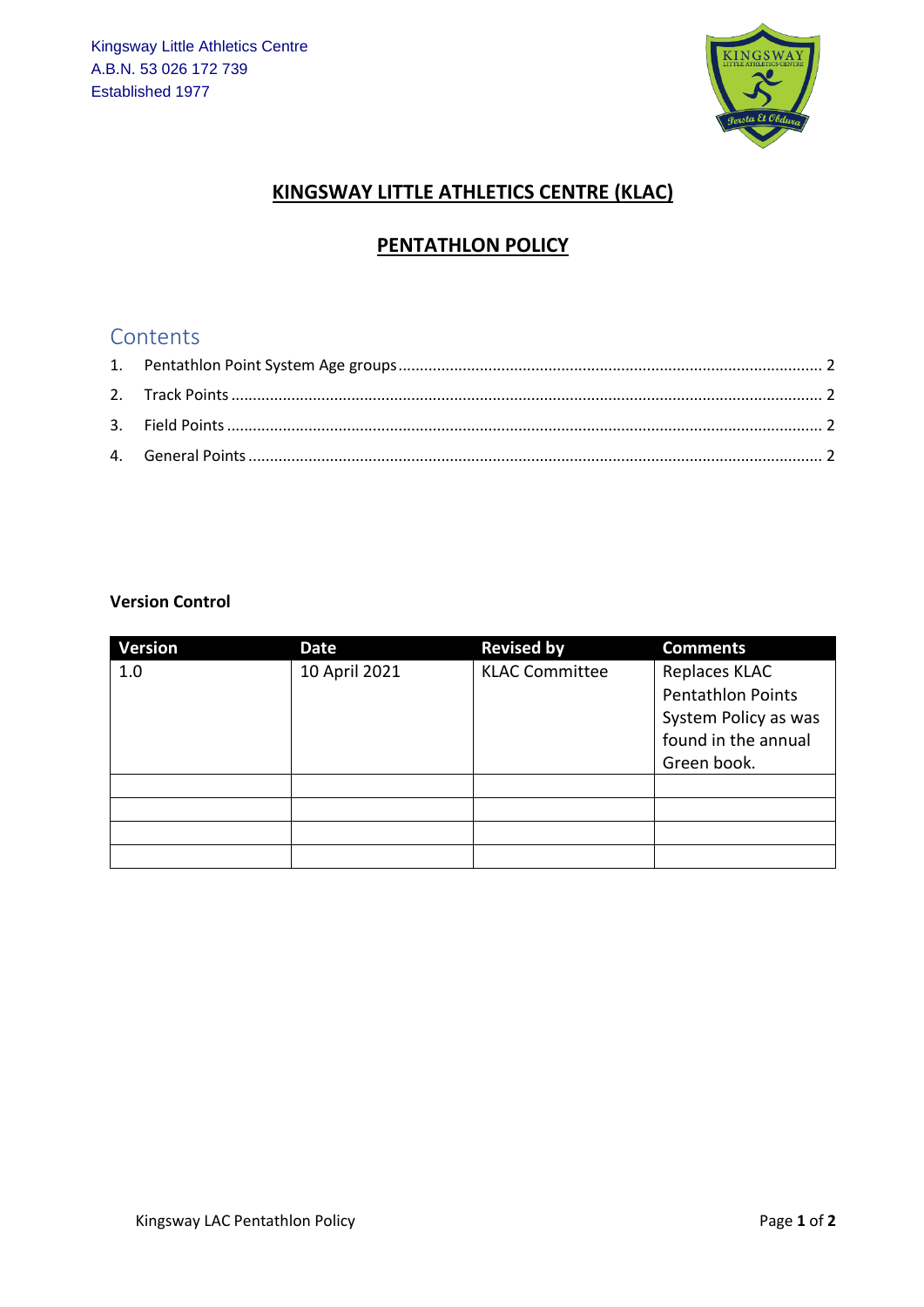Kingsway Little Athletics Centre
A.B.N. 53 026 172 739
Established 1977

# KINGSWAY LITTLE ATHLETICS CENTRE (KLAC)

## PENTATHLON POLICY

## Contents

1. Pentathlon Point System Age groups ........ 2
2. Track Points ........ 2
3. Field Points ........ 2
4. General Points ........ 2

**Version Control**

| Version | Date | Revised by | Comments |
|---|---|---|---|
| 1.0 | 10 April 2021 | KLAC Committee | Replaces KLAC Pentathlon Points System Policy as was found in the annual Green book. |
| | | | |
| | | | |
| | | | |
| | | | |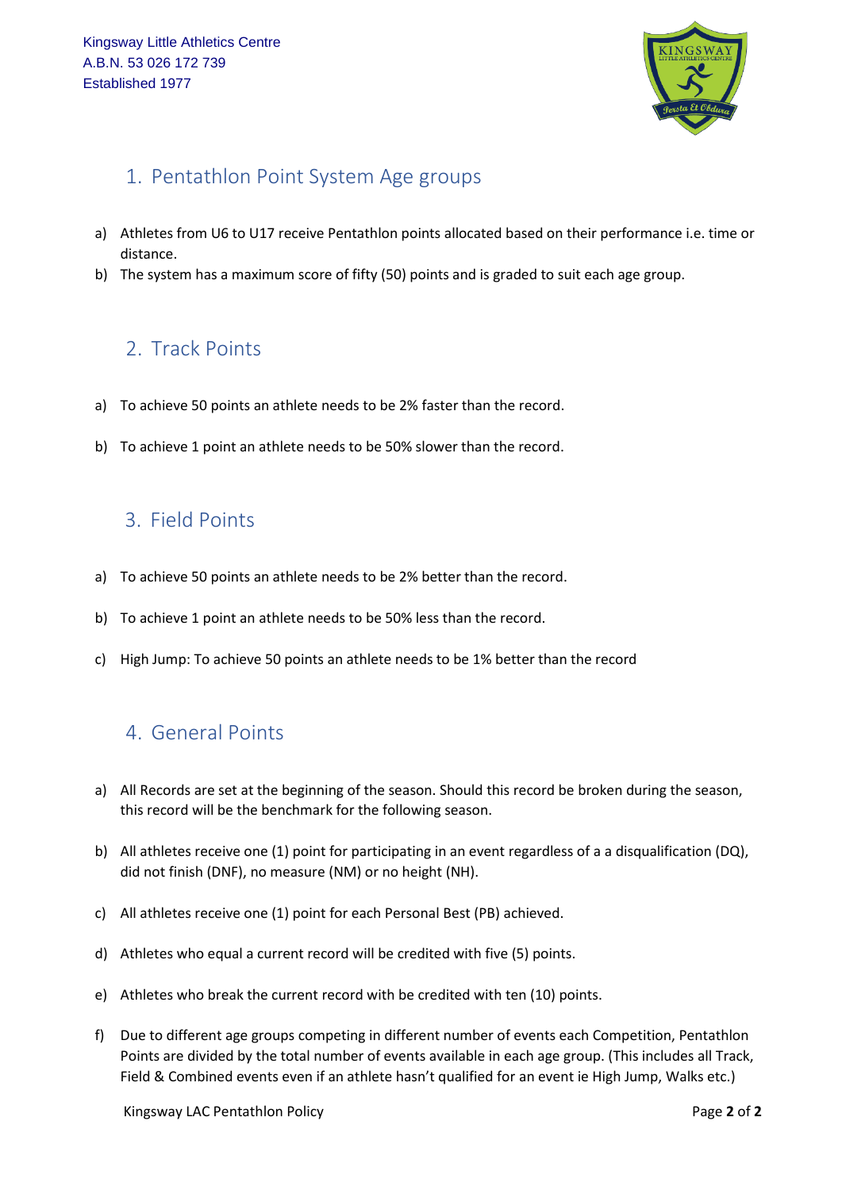Kingsway Little Athletics Centre
A.B.N. 53 026 172 739
Established 1977

## 1. Pentathlon Point System Age groups

a) Athletes from U6 to U17 receive Pentathlon points allocated based on their performance i.e. time or distance.

b) The system has a maximum score of fifty (50) points and is graded to suit each age group.

## 2. Track Points

a) To achieve 50 points an athlete needs to be 2% faster than the record.

b) To achieve 1 point an athlete needs to be 50% slower than the record.

## 3. Field Points

a) To achieve 50 points an athlete needs to be 2% better than the record.

b) To achieve 1 point an athlete needs to be 50% less than the record.

c) High Jump: To achieve 50 points an athlete needs to be 1% better than the record

## 4. General Points

a) All Records are set at the beginning of the season. Should this record be broken during the season, this record will be the benchmark for the following season.

b) All athletes receive one (1) point for participating in an event regardless of a a disqualification (DQ), did not finish (DNF), no measure (NM) or no height (NH).

c) All athletes receive one (1) point for each Personal Best (PB) achieved.

d) Athletes who equal a current record will be credited with five (5) points.

e) Athletes who break the current record with be credited with ten (10) points.

f) Due to different age groups competing in different number of events each Competition, Pentathlon Points are divided by the total number of events available in each age group. (This includes all Track, Field & Combined events even if an athlete hasn't qualified for an event ie High Jump, Walks etc.)